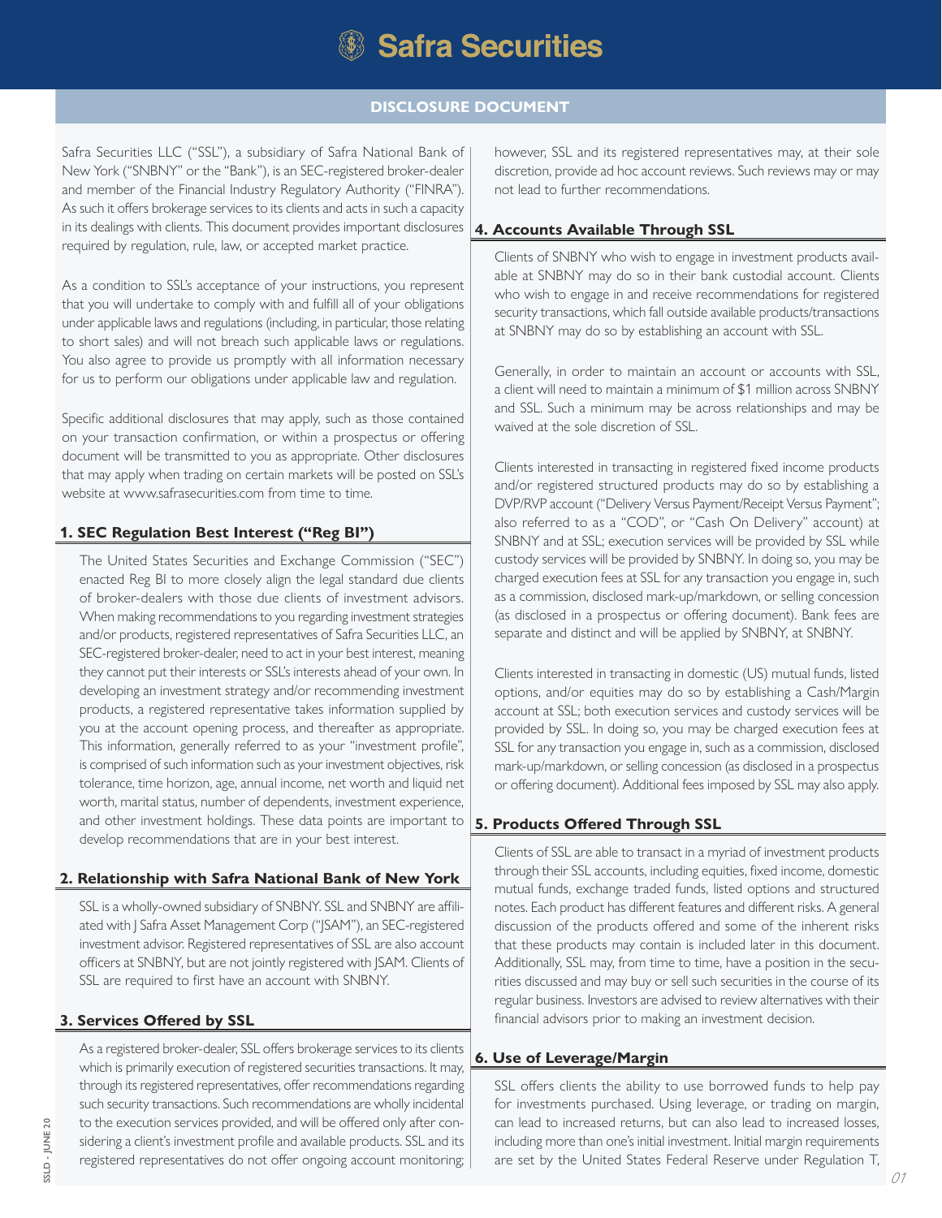# Safra Securities

## DISCLOSURE DOCUMENT

Safra Securities LLC ("SSL"), a subsidiary of Safra National Bank of New York ("SNBNY" or the "Bank"), is an SEC-registered broker-dealer and member of the Financial Industry Regulatory Authority ("FINRA"). As such it offers brokerage services to its clients and acts in such a capacity in its dealings with clients. This document provides important disclosures required by regulation, rule, law, or accepted market practice.

As a condition to SSL's acceptance of your instructions, you represent that you will undertake to comply with and fulfill all of your obligations under applicable laws and regulations (including, in particular, those relating to short sales) and will not breach such applicable laws or regulations. You also agree to provide us promptly with all information necessary for us to perform our obligations under applicable law and regulation.

Specific additional disclosures that may apply, such as those contained on your transaction confirmation, or within a prospectus or offering document will be transmitted to you as appropriate. Other disclosures that may apply when trading on certain markets will be posted on SSL's website at www.safrasecurities.com from time to time.

### 1. SEC Regulation Best Interest ("Reg BI")

The United States Securities and Exchange Commission ("SEC") enacted Reg BI to more closely align the legal standard due clients of broker-dealers with those due clients of investment advisors. When making recommendations to you regarding investment strategies and/or products, registered representatives of Safra Securities LLC, an SEC-registered broker-dealer, need to act in your best interest, meaning they cannot put their interests or SSL's interests ahead of your own. In developing an investment strategy and/or recommending investment products, a registered representative takes information supplied by you at the account opening process, and thereafter as appropriate. This information, generally referred to as your "investment profile", is comprised of such information such as your investment objectives, risk tolerance, time horizon, age, annual income, net worth and liquid net worth, marital status, number of dependents, investment experience, and other investment holdings. These data points are important to develop recommendations that are in your best interest.

### 2. Relationship with Safra National Bank of New York

SSL is a wholly-owned subsidiary of SNBNY. SSL and SNBNY are affiliated with J Safra Asset Management Corp ("JSAM"), an SEC-registered investment advisor. Registered representatives of SSL are also account officers at SNBNY, but are not jointly registered with JSAM. Clients of SSL are required to first have an account with SNBNY.

### 3. Services Offered by SSL

As a registered broker-dealer, SSL offers brokerage services to its clients which is primarily execution of registered securities transactions. It may, through its registered representatives, offer recommendations regarding such security transactions. Such recommendations are wholly incidental to the execution services provided, and will be offered only after considering a client's investment profile and available products. SSL and its registered representatives do not offer ongoing account monitoring; however, SSL and its registered representatives may, at their sole discretion, provide ad hoc account reviews. Such reviews may or may not lead to further recommendations.

### 4. Accounts Available Through SSL

Clients of SNBNY who wish to engage in investment products available at SNBNY may do so in their bank custodial account. Clients who wish to engage in and receive recommendations for registered security transactions, which fall outside available products/transactions at SNBNY may do so by establishing an account with SSL.

Generally, in order to maintain an account or accounts with SSL, a client will need to maintain a minimum of $1 million across SNBNY and SSL. Such a minimum may be across relationships and may be waived at the sole discretion of SSL.

Clients interested in transacting in registered fixed income products and/or registered structured products may do so by establishing a DVP/RVP account ("Delivery Versus Payment/Receipt Versus Payment"; also referred to as a "COD", or "Cash On Delivery" account) at SNBNY and at SSL; execution services will be provided by SSL while custody services will be provided by SNBNY. In doing so, you may be charged execution fees at SSL for any transaction you engage in, such as a commission, disclosed mark-up/markdown, or selling concession (as disclosed in a prospectus or offering document). Bank fees are separate and distinct and will be applied by SNBNY, at SNBNY.

Clients interested in transacting in domestic (US) mutual funds, listed options, and/or equities may do so by establishing a Cash/Margin account at SSL; both execution services and custody services will be provided by SSL. In doing so, you may be charged execution fees at SSL for any transaction you engage in, such as a commission, disclosed mark-up/markdown, or selling concession (as disclosed in a prospectus or offering document). Additional fees imposed by SSL may also apply.

### 5. Products Offered Through SSL

Clients of SSL are able to transact in a myriad of investment products through their SSL accounts, including equities, fixed income, domestic mutual funds, exchange traded funds, listed options and structured notes. Each product has different features and different risks. A general discussion of the products offered and some of the inherent risks that these products may contain is included later in this document. Additionally, SSL may, from time to time, have a position in the securities discussed and may buy or sell such securities in the course of its regular business. Investors are advised to review alternatives with their financial advisors prior to making an investment decision.

### 6. Use of Leverage/Margin

SSL offers clients the ability to use borrowed funds to help pay for investments purchased. Using leverage, or trading on margin, can lead to increased returns, but can also lead to increased losses, including more than one's initial investment. Initial margin requirements are set by the United States Federal Reserve under Regulation T,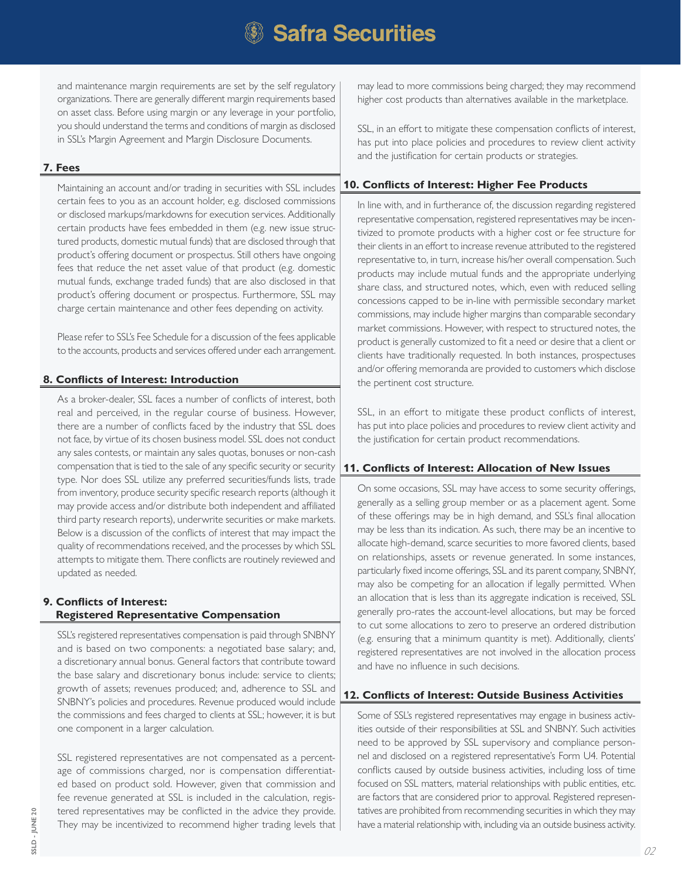and maintenance margin requirements are set by the self regulatory organizations. There are generally different margin requirements based on asset class. Before using margin or any leverage in your portfolio, you should understand the terms and conditions of margin as disclosed in SSL's Margin Agreement and Margin Disclosure Documents.

## 7. Fees

Maintaining an account and/or trading in securities with SSL includes certain fees to you as an account holder, e.g. disclosed commissions or disclosed markups/markdowns for execution services. Additionally certain products have fees embedded in them (e.g. new issue structured products, domestic mutual funds) that are disclosed through that product's offering document or prospectus. Still others have ongoing fees that reduce the net asset value of that product (e.g. domestic mutual funds, exchange traded funds) that are also disclosed in that product's offering document or prospectus. Furthermore, SSL may charge certain maintenance and other fees depending on activity.

Please refer to SSL's Fee Schedule for a discussion of the fees applicable to the accounts, products and services offered under each arrangement.

## 8. Conflicts of Interest: Introduction

As a broker-dealer, SSL faces a number of conflicts of interest, both real and perceived, in the regular course of business. However, there are a number of conflicts faced by the industry that SSL does not face, by virtue of its chosen business model. SSL does not conduct any sales contests, or maintain any sales quotas, bonuses or non-cash compensation that is tied to the sale of any specific security or security type. Nor does SSL utilize any preferred securities/funds lists, trade from inventory, produce security specific research reports (although it may provide access and/or distribute both independent and affiliated third party research reports), underwrite securities or make markets. Below is a discussion of the conflicts of interest that may impact the quality of recommendations received, and the processes by which SSL attempts to mitigate them. There conflicts are routinely reviewed and updated as needed.

## 9. Conflicts of Interest: Registered Representative Compensation

SSL's registered representatives compensation is paid through SNBNY and is based on two components: a negotiated base salary; and, a discretionary annual bonus. General factors that contribute toward the base salary and discretionary bonus include: service to clients; growth of assets; revenues produced; and, adherence to SSL and SNBNY's policies and procedures. Revenue produced would include the commissions and fees charged to clients at SSL; however, it is but one component in a larger calculation.

SSL registered representatives are not compensated as a percentage of commissions charged, nor is compensation differentiated based on product sold. However, given that commission and fee revenue generated at SSL is included in the calculation, registered representatives may be conflicted in the advice they provide. They may be incentivized to recommend higher trading levels that may lead to more commissions being charged; they may recommend higher cost products than alternatives available in the marketplace.

SSL, in an effort to mitigate these compensation conflicts of interest, has put into place policies and procedures to review client activity and the justification for certain products or strategies.

## 10. Conflicts of Interest: Higher Fee Products

In line with, and in furtherance of, the discussion regarding registered representative compensation, registered representatives may be incentivized to promote products with a higher cost or fee structure for their clients in an effort to increase revenue attributed to the registered representative to, in turn, increase his/her overall compensation. Such products may include mutual funds and the appropriate underlying share class, and structured notes, which, even with reduced selling concessions capped to be in-line with permissible secondary market commissions, may include higher margins than comparable secondary market commissions. However, with respect to structured notes, the product is generally customized to fit a need or desire that a client or clients have traditionally requested. In both instances, prospectuses and/or offering memoranda are provided to customers which disclose the pertinent cost structure.

SSL, in an effort to mitigate these product conflicts of interest, has put into place policies and procedures to review client activity and the justification for certain product recommendations.

## 11. Conflicts of Interest: Allocation of New Issues

On some occasions, SSL may have access to some security offerings, generally as a selling group member or as a placement agent. Some of these offerings may be in high demand, and SSL's final allocation may be less than its indication. As such, there may be an incentive to allocate high-demand, scarce securities to more favored clients, based on relationships, assets or revenue generated. In some instances, particularly fixed income offerings, SSL and its parent company, SNBNY, may also be competing for an allocation if legally permitted. When an allocation that is less than its aggregate indication is received, SSL generally pro-rates the account-level allocations, but may be forced to cut some allocations to zero to preserve an ordered distribution (e.g. ensuring that a minimum quantity is met). Additionally, clients' registered representatives are not involved in the allocation process and have no influence in such decisions.

## 12. Conflicts of Interest: Outside Business Activities

Some of SSL's registered representatives may engage in business activities outside of their responsibilities at SSL and SNBNY. Such activities need to be approved by SSL supervisory and compliance personnel and disclosed on a registered representative's Form U4. Potential conflicts caused by outside business activities, including loss of time focused on SSL matters, material relationships with public entities, etc. are factors that are considered prior to approval. Registered representatives are prohibited from recommending securities in which they may have a material relationship with, including via an outside business activity.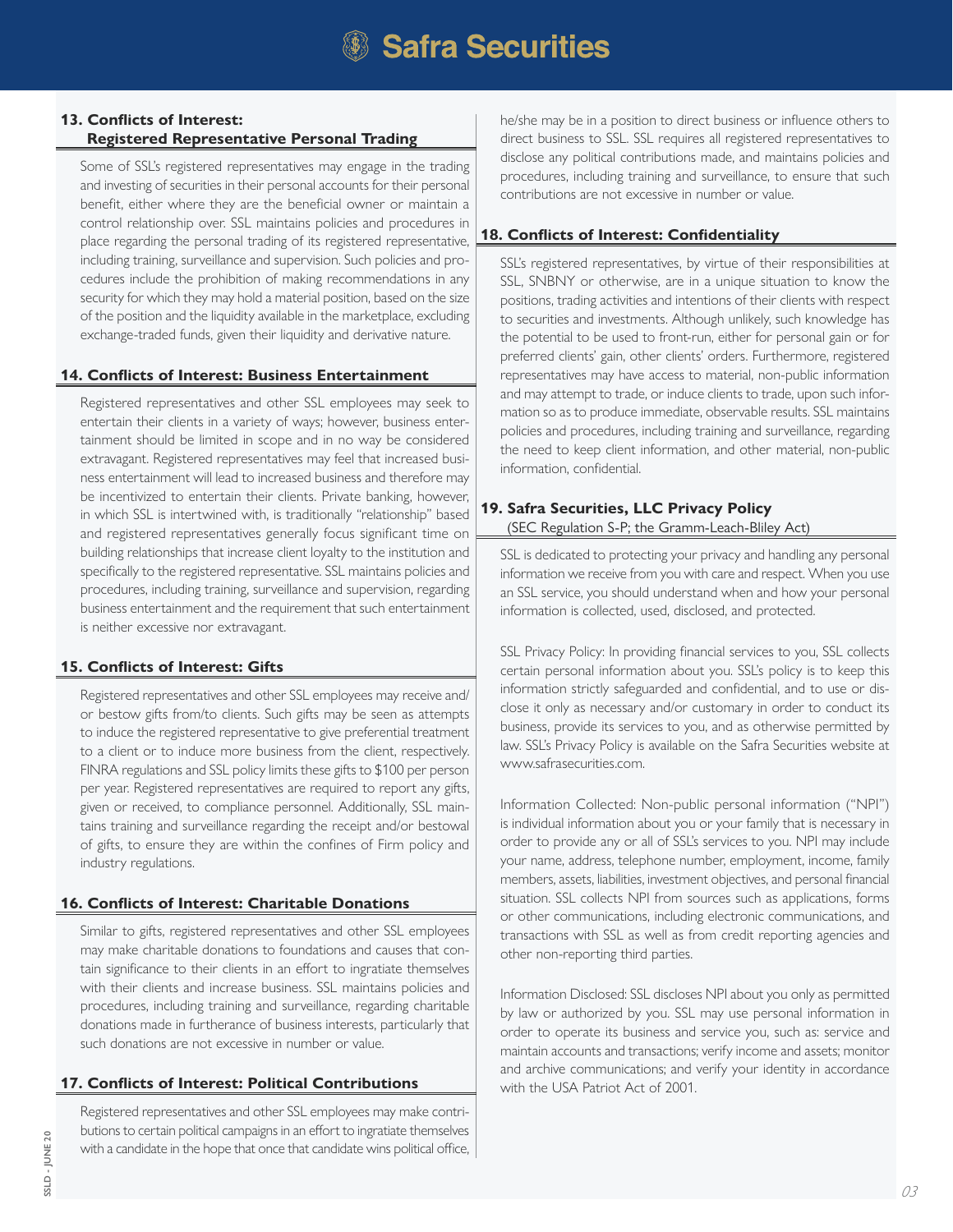## 13. Conflicts of Interest: Registered Representative Personal Trading

Some of SSL's registered representatives may engage in the trading and investing of securities in their personal accounts for their personal benefit, either where they are the beneficial owner or maintain a control relationship over. SSL maintains policies and procedures in place regarding the personal trading of its registered representative, including training, surveillance and supervision. Such policies and procedures include the prohibition of making recommendations in any security for which they may hold a material position, based on the size of the position and the liquidity available in the marketplace, excluding exchange-traded funds, given their liquidity and derivative nature.

## 14. Conflicts of Interest: Business Entertainment

Registered representatives and other SSL employees may seek to entertain their clients in a variety of ways; however, business entertainment should be limited in scope and in no way be considered extravagant. Registered representatives may feel that increased business entertainment will lead to increased business and therefore may be incentivized to entertain their clients. Private banking, however, in which SSL is intertwined with, is traditionally "relationship" based and registered representatives generally focus significant time on building relationships that increase client loyalty to the institution and specifically to the registered representative. SSL maintains policies and procedures, including training, surveillance and supervision, regarding business entertainment and the requirement that such entertainment is neither excessive nor extravagant.

## 15. Conflicts of Interest: Gifts

Registered representatives and other SSL employees may receive and/or bestow gifts from/to clients. Such gifts may be seen as attempts to induce the registered representative to give preferential treatment to a client or to induce more business from the client, respectively. FINRA regulations and SSL policy limits these gifts to $100 per person per year. Registered representatives are required to report any gifts, given or received, to compliance personnel. Additionally, SSL maintains training and surveillance regarding the receipt and/or bestowal of gifts, to ensure they are within the confines of Firm policy and industry regulations.

## 16. Conflicts of Interest: Charitable Donations

Similar to gifts, registered representatives and other SSL employees may make charitable donations to foundations and causes that contain significance to their clients in an effort to ingratiate themselves with their clients and increase business. SSL maintains policies and procedures, including training and surveillance, regarding charitable donations made in furtherance of business interests, particularly that such donations are not excessive in number or value.

## 17. Conflicts of Interest: Political Contributions

Registered representatives and other SSL employees may make contributions to certain political campaigns in an effort to ingratiate themselves with a candidate in the hope that once that candidate wins political office, he/she may be in a position to direct business or influence others to direct business to SSL. SSL requires all registered representatives to disclose any political contributions made, and maintains policies and procedures, including training and surveillance, to ensure that such contributions are not excessive in number or value.

## 18. Conflicts of Interest: Confidentiality

SSL's registered representatives, by virtue of their responsibilities at SSL, SNBNY or otherwise, are in a unique situation to know the positions, trading activities and intentions of their clients with respect to securities and investments. Although unlikely, such knowledge has the potential to be used to front-run, either for personal gain or for preferred clients' gain, other clients' orders. Furthermore, registered representatives may have access to material, non-public information and may attempt to trade, or induce clients to trade, upon such information so as to produce immediate, observable results. SSL maintains policies and procedures, including training and surveillance, regarding the need to keep client information, and other material, non-public information, confidential.

## 19. Safra Securities, LLC Privacy Policy
(SEC Regulation S-P; the Gramm-Leach-Bliley Act)

SSL is dedicated to protecting your privacy and handling any personal information we receive from you with care and respect. When you use an SSL service, you should understand when and how your personal information is collected, used, disclosed, and protected.

SSL Privacy Policy: In providing financial services to you, SSL collects certain personal information about you. SSL's policy is to keep this information strictly safeguarded and confidential, and to use or disclose it only as necessary and/or customary in order to conduct its business, provide its services to you, and as otherwise permitted by law. SSL's Privacy Policy is available on the Safra Securities website at www.safrasecurities.com.

Information Collected: Non-public personal information ("NPI") is individual information about you or your family that is necessary in order to provide any or all of SSL's services to you. NPI may include your name, address, telephone number, employment, income, family members, assets, liabilities, investment objectives, and personal financial situation. SSL collects NPI from sources such as applications, forms or other communications, including electronic communications, and transactions with SSL as well as from credit reporting agencies and other non-reporting third parties.

Information Disclosed: SSL discloses NPI about you only as permitted by law or authorized by you. SSL may use personal information in order to operate its business and service you, such as: service and maintain accounts and transactions; verify income and assets; monitor and archive communications; and verify your identity in accordance with the USA Patriot Act of 2001.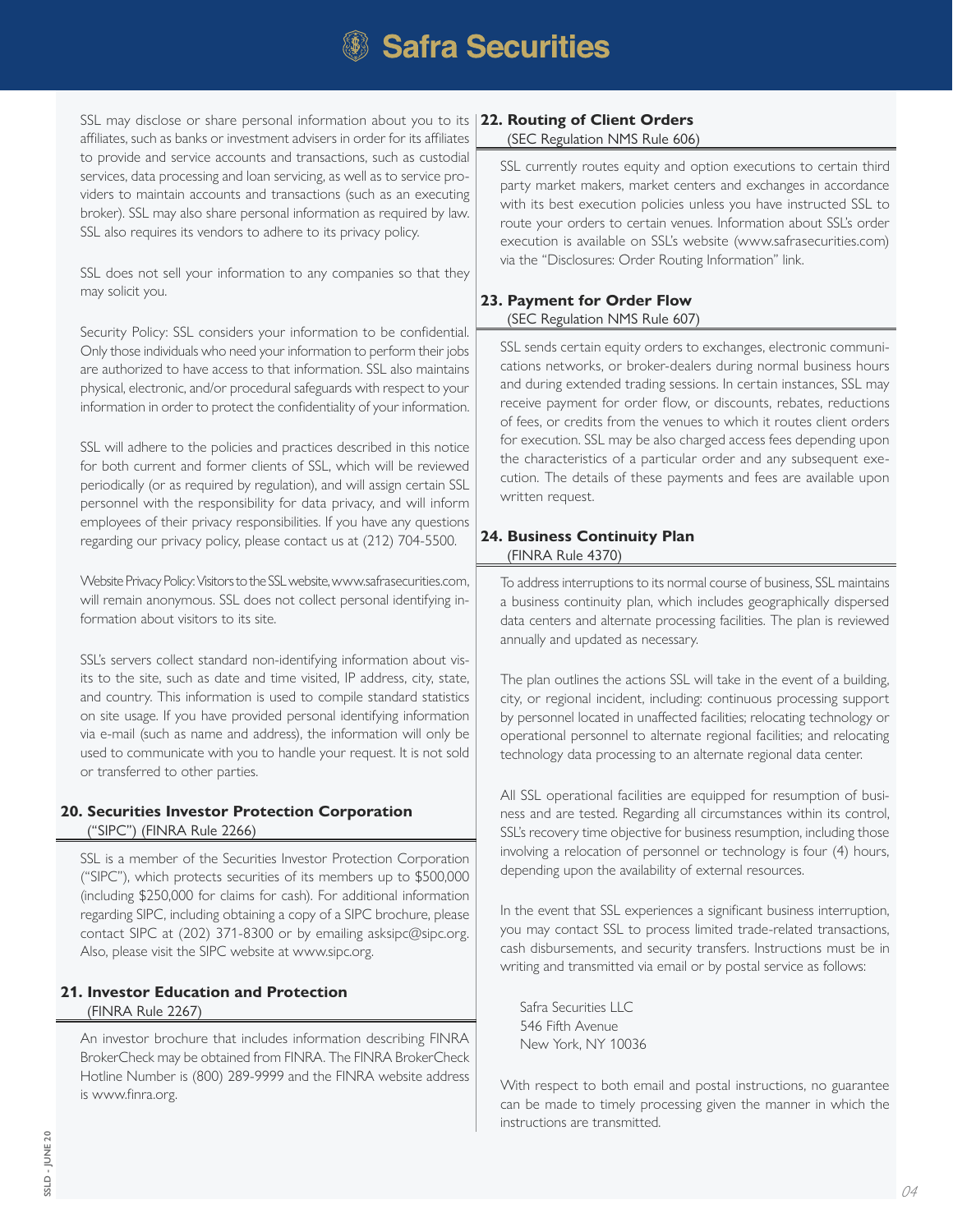SSL may disclose or share personal information about you to its affiliates, such as banks or investment advisers in order for its affiliates to provide and service accounts and transactions, such as custodial services, data processing and loan servicing, as well as to service providers to maintain accounts and transactions (such as an executing broker). SSL may also share personal information as required by law. SSL also requires its vendors to adhere to its privacy policy.

SSL does not sell your information to any companies so that they may solicit you.

Security Policy: SSL considers your information to be confidential. Only those individuals who need your information to perform their jobs are authorized to have access to that information. SSL also maintains physical, electronic, and/or procedural safeguards with respect to your information in order to protect the confidentiality of your information.

SSL will adhere to the policies and practices described in this notice for both current and former clients of SSL, which will be reviewed periodically (or as required by regulation), and will assign certain SSL personnel with the responsibility for data privacy, and will inform employees of their privacy responsibilities. If you have any questions regarding our privacy policy, please contact us at (212) 704-5500.

Website Privacy Policy: Visitors to the SSL website, www.safrasecurities.com, will remain anonymous. SSL does not collect personal identifying information about visitors to its site.

SSL's servers collect standard non-identifying information about visits to the site, such as date and time visited, IP address, city, state, and country. This information is used to compile standard statistics on site usage. If you have provided personal identifying information via e-mail (such as name and address), the information will only be used to communicate with you to handle your request. It is not sold or transferred to other parties.

## 20. Securities Investor Protection Corporation ("SIPC") (FINRA Rule 2266)

SSL is a member of the Securities Investor Protection Corporation ("SIPC"), which protects securities of its members up to $500,000 (including $250,000 for claims for cash). For additional information regarding SIPC, including obtaining a copy of a SIPC brochure, please contact SIPC at (202) 371-8300 or by emailing asksipc@sipc.org. Also, please visit the SIPC website at www.sipc.org.

## 21. Investor Education and Protection (FINRA Rule 2267)

An investor brochure that includes information describing FINRA BrokerCheck may be obtained from FINRA. The FINRA BrokerCheck Hotline Number is (800) 289-9999 and the FINRA website address is www.finra.org.

## 22. Routing of Client Orders (SEC Regulation NMS Rule 606)

SSL currently routes equity and option executions to certain third party market makers, market centers and exchanges in accordance with its best execution policies unless you have instructed SSL to route your orders to certain venues. Information about SSL's order execution is available on SSL's website (www.safrasecurities.com) via the "Disclosures: Order Routing Information" link.

## 23. Payment for Order Flow (SEC Regulation NMS Rule 607)

SSL sends certain equity orders to exchanges, electronic communications networks, or broker-dealers during normal business hours and during extended trading sessions. In certain instances, SSL may receive payment for order flow, or discounts, rebates, reductions of fees, or credits from the venues to which it routes client orders for execution. SSL may be also charged access fees depending upon the characteristics of a particular order and any subsequent execution. The details of these payments and fees are available upon written request.

## 24. Business Continuity Plan (FINRA Rule 4370)

To address interruptions to its normal course of business, SSL maintains a business continuity plan, which includes geographically dispersed data centers and alternate processing facilities. The plan is reviewed annually and updated as necessary.

The plan outlines the actions SSL will take in the event of a building, city, or regional incident, including: continuous processing support by personnel located in unaffected facilities; relocating technology or operational personnel to alternate regional facilities; and relocating technology data processing to an alternate regional data center.

All SSL operational facilities are equipped for resumption of business and are tested. Regarding all circumstances within its control, SSL's recovery time objective for business resumption, including those involving a relocation of personnel or technology is four (4) hours, depending upon the availability of external resources.

In the event that SSL experiences a significant business interruption, you may contact SSL to process limited trade-related transactions, cash disbursements, and security transfers. Instructions must be in writing and transmitted via email or by postal service as follows:

Safra Securities LLC
546 Fifth Avenue
New York, NY 10036

With respect to both email and postal instructions, no guarantee can be made to timely processing given the manner in which the instructions are transmitted.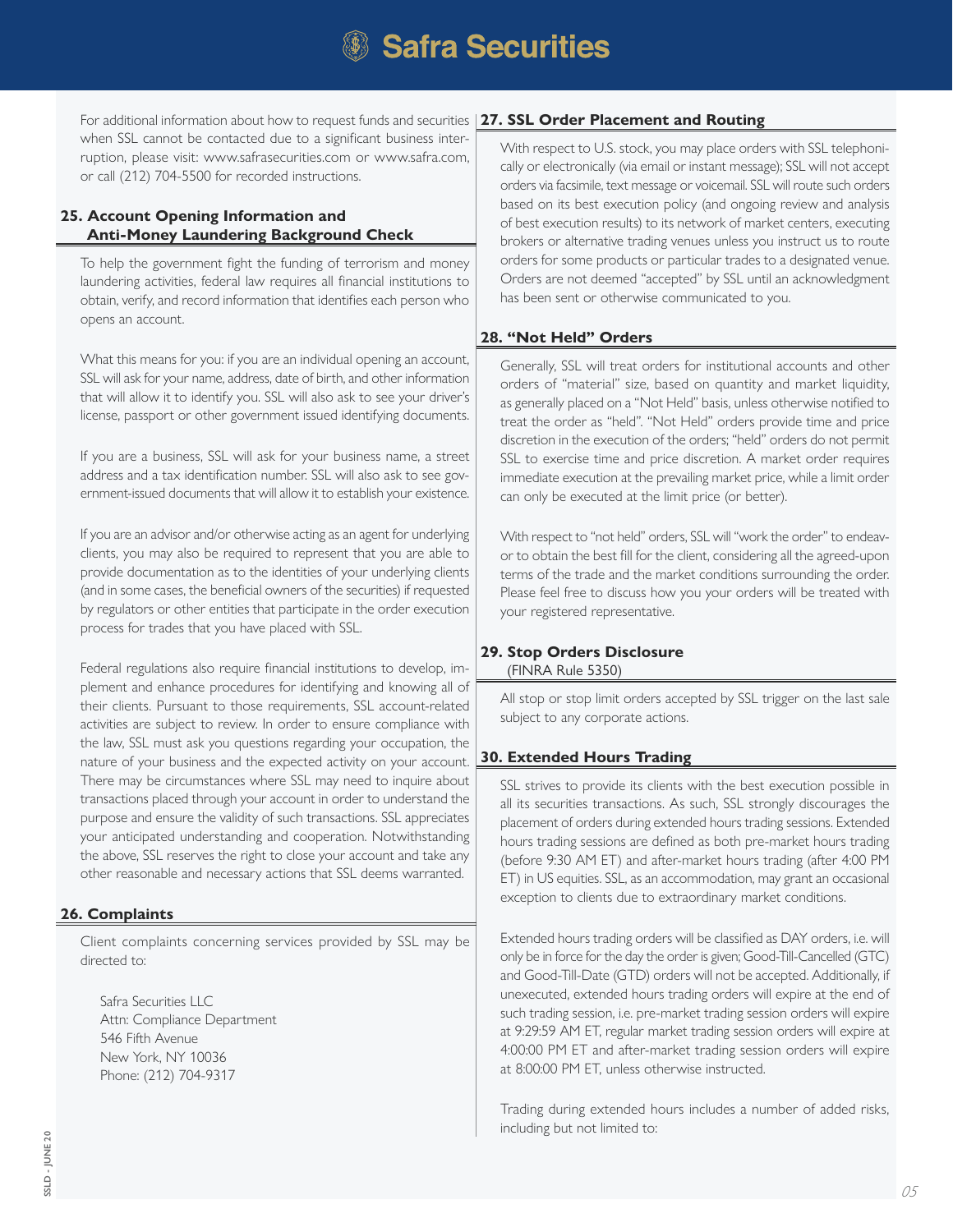For additional information about how to request funds and securities when SSL cannot be contacted due to a significant business interruption, please visit: www.safrasecurities.com or www.safra.com, or call (212) 704-5500 for recorded instructions.

## 25. Account Opening Information and Anti-Money Laundering Background Check

To help the government fight the funding of terrorism and money laundering activities, federal law requires all financial institutions to obtain, verify, and record information that identifies each person who opens an account.

What this means for you: if you are an individual opening an account, SSL will ask for your name, address, date of birth, and other information that will allow it to identify you. SSL will also ask to see your driver's license, passport or other government issued identifying documents.

If you are a business, SSL will ask for your business name, a street address and a tax identification number. SSL will also ask to see government-issued documents that will allow it to establish your existence.

If you are an advisor and/or otherwise acting as an agent for underlying clients, you may also be required to represent that you are able to provide documentation as to the identities of your underlying clients (and in some cases, the beneficial owners of the securities) if requested by regulators or other entities that participate in the order execution process for trades that you have placed with SSL.

Federal regulations also require financial institutions to develop, implement and enhance procedures for identifying and knowing all of their clients. Pursuant to those requirements, SSL account-related activities are subject to review. In order to ensure compliance with the law, SSL must ask you questions regarding your occupation, the nature of your business and the expected activity on your account. There may be circumstances where SSL may need to inquire about transactions placed through your account in order to understand the purpose and ensure the validity of such transactions. SSL appreciates your anticipated understanding and cooperation. Notwithstanding the above, SSL reserves the right to close your account and take any other reasonable and necessary actions that SSL deems warranted.

## 26. Complaints

Client complaints concerning services provided by SSL may be directed to:

Safra Securities LLC
Attn: Compliance Department
546 Fifth Avenue
New York, NY 10036
Phone: (212) 704-9317

## 27. SSL Order Placement and Routing

With respect to U.S. stock, you may place orders with SSL telephonically or electronically (via email or instant message); SSL will not accept orders via facsimile, text message or voicemail. SSL will route such orders based on its best execution policy (and ongoing review and analysis of best execution results) to its network of market centers, executing brokers or alternative trading venues unless you instruct us to route orders for some products or particular trades to a designated venue. Orders are not deemed "accepted" by SSL until an acknowledgment has been sent or otherwise communicated to you.

## 28. "Not Held" Orders

Generally, SSL will treat orders for institutional accounts and other orders of "material" size, based on quantity and market liquidity, as generally placed on a "Not Held" basis, unless otherwise notified to treat the order as "held". "Not Held" orders provide time and price discretion in the execution of the orders; "held" orders do not permit SSL to exercise time and price discretion. A market order requires immediate execution at the prevailing market price, while a limit order can only be executed at the limit price (or better).

With respect to "not held" orders, SSL will "work the order" to endeavor to obtain the best fill for the client, considering all the agreed-upon terms of the trade and the market conditions surrounding the order. Please feel free to discuss how you your orders will be treated with your registered representative.

## 29. Stop Orders Disclosure
(FINRA Rule 5350)

All stop or stop limit orders accepted by SSL trigger on the last sale subject to any corporate actions.

## 30. Extended Hours Trading

SSL strives to provide its clients with the best execution possible in all its securities transactions. As such, SSL strongly discourages the placement of orders during extended hours trading sessions. Extended hours trading sessions are defined as both pre-market hours trading (before 9:30 AM ET) and after-market hours trading (after 4:00 PM ET) in US equities. SSL, as an accommodation, may grant an occasional exception to clients due to extraordinary market conditions.

Extended hours trading orders will be classified as DAY orders, i.e. will only be in force for the day the order is given; Good-Till-Cancelled (GTC) and Good-Till-Date (GTD) orders will not be accepted. Additionally, if unexecuted, extended hours trading orders will expire at the end of such trading session, i.e. pre-market trading session orders will expire at 9:29:59 AM ET, regular market trading session orders will expire at 4:00:00 PM ET and after-market trading session orders will expire at 8:00:00 PM ET, unless otherwise instructed.

Trading during extended hours includes a number of added risks, including but not limited to: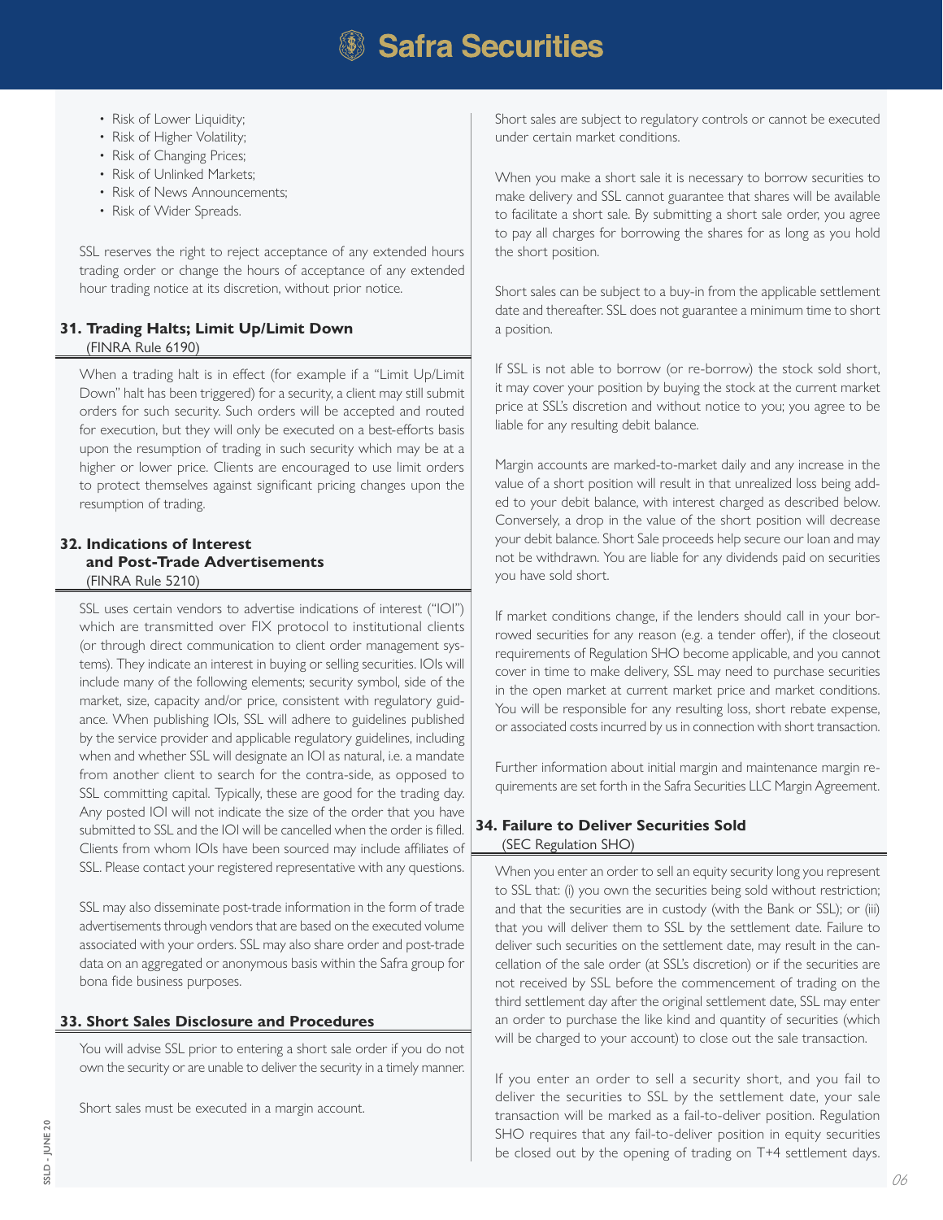- Risk of Lower Liquidity;
- Risk of Higher Volatility;
- Risk of Changing Prices;
- Risk of Unlinked Markets;
- Risk of News Announcements;
- Risk of Wider Spreads.

SSL reserves the right to reject acceptance of any extended hours trading order or change the hours of acceptance of any extended hour trading notice at its discretion, without prior notice.

## 31. Trading Halts; Limit Up/Limit Down

(FINRA Rule 6190)

When a trading halt is in effect (for example if a "Limit Up/Limit Down" halt has been triggered) for a security, a client may still submit orders for such security. Such orders will be accepted and routed for execution, but they will only be executed on a best-efforts basis upon the resumption of trading in such security which may be at a higher or lower price. Clients are encouraged to use limit orders to protect themselves against significant pricing changes upon the resumption of trading.

## 32. Indications of Interest and Post-Trade Advertisements

(FINRA Rule 5210)

SSL uses certain vendors to advertise indications of interest ("IOI") which are transmitted over FIX protocol to institutional clients (or through direct communication to client order management systems). They indicate an interest in buying or selling securities. IOIs will include many of the following elements; security symbol, side of the market, size, capacity and/or price, consistent with regulatory guidance. When publishing IOIs, SSL will adhere to guidelines published by the service provider and applicable regulatory guidelines, including when and whether SSL will designate an IOI as natural, i.e. a mandate from another client to search for the contra-side, as opposed to SSL committing capital. Typically, these are good for the trading day. Any posted IOI will not indicate the size of the order that you have submitted to SSL and the IOI will be cancelled when the order is filled. Clients from whom IOIs have been sourced may include affiliates of SSL. Please contact your registered representative with any questions.

SSL may also disseminate post-trade information in the form of trade advertisements through vendors that are based on the executed volume associated with your orders. SSL may also share order and post-trade data on an aggregated or anonymous basis within the Safra group for bona fide business purposes.

## 33. Short Sales Disclosure and Procedures

You will advise SSL prior to entering a short sale order if you do not own the security or are unable to deliver the security in a timely manner.

Short sales must be executed in a margin account.

Short sales are subject to regulatory controls or cannot be executed under certain market conditions.

When you make a short sale it is necessary to borrow securities to make delivery and SSL cannot guarantee that shares will be available to facilitate a short sale. By submitting a short sale order, you agree to pay all charges for borrowing the shares for as long as you hold the short position.

Short sales can be subject to a buy-in from the applicable settlement date and thereafter. SSL does not guarantee a minimum time to short a position.

If SSL is not able to borrow (or re-borrow) the stock sold short, it may cover your position by buying the stock at the current market price at SSL's discretion and without notice to you; you agree to be liable for any resulting debit balance.

Margin accounts are marked-to-market daily and any increase in the value of a short position will result in that unrealized loss being added to your debit balance, with interest charged as described below. Conversely, a drop in the value of the short position will decrease your debit balance. Short Sale proceeds help secure our loan and may not be withdrawn. You are liable for any dividends paid on securities you have sold short.

If market conditions change, if the lenders should call in your borrowed securities for any reason (e.g. a tender offer), if the closeout requirements of Regulation SHO become applicable, and you cannot cover in time to make delivery, SSL may need to purchase securities in the open market at current market price and market conditions. You will be responsible for any resulting loss, short rebate expense, or associated costs incurred by us in connection with short transaction.

Further information about initial margin and maintenance margin requirements are set forth in the Safra Securities LLC Margin Agreement.

## 34. Failure to Deliver Securities Sold

(SEC Regulation SHO)

When you enter an order to sell an equity security long you represent to SSL that: (i) you own the securities being sold without restriction; and that the securities are in custody (with the Bank or SSL); or (iii) that you will deliver them to SSL by the settlement date. Failure to deliver such securities on the settlement date, may result in the cancellation of the sale order (at SSL's discretion) or if the securities are not received by SSL before the commencement of trading on the third settlement day after the original settlement date, SSL may enter an order to purchase the like kind and quantity of securities (which will be charged to your account) to close out the sale transaction.

If you enter an order to sell a security short, and you fail to deliver the securities to SSL by the settlement date, your sale transaction will be marked as a fail-to-deliver position. Regulation SHO requires that any fail-to-deliver position in equity securities be closed out by the opening of trading on T+4 settlement days.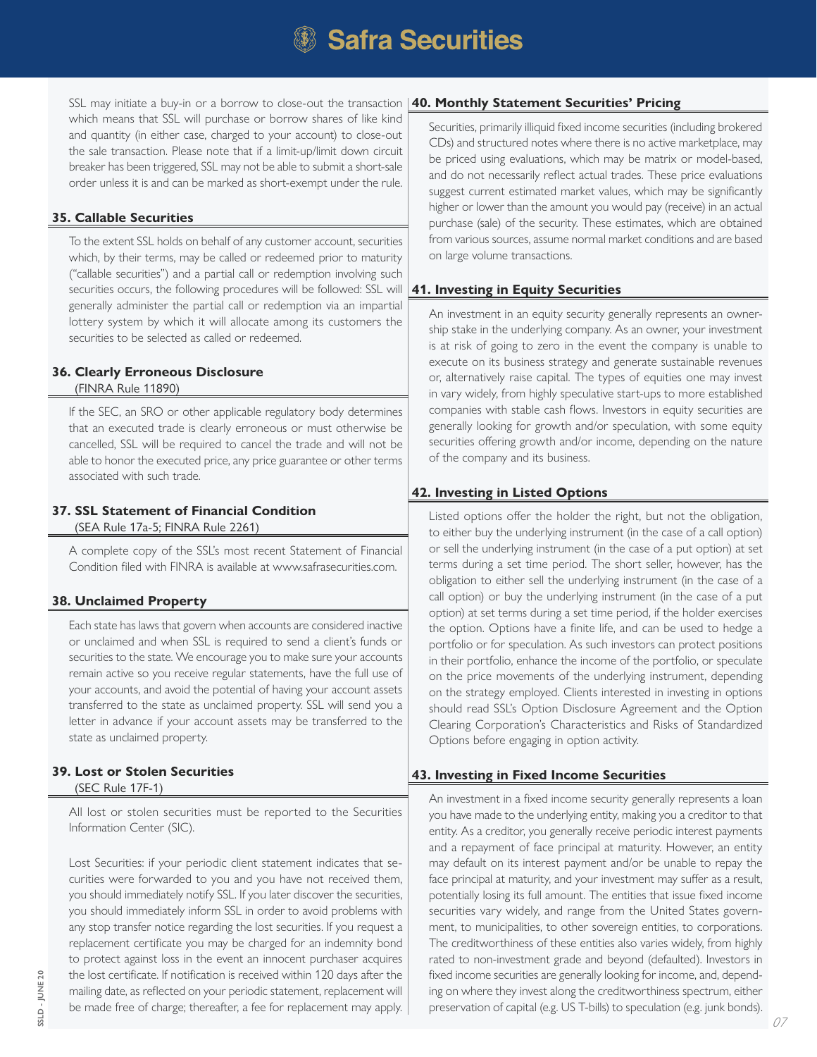SSL may initiate a buy-in or a borrow to close-out the transaction which means that SSL will purchase or borrow shares of like kind and quantity (in either case, charged to your account) to close-out the sale transaction. Please note that if a limit-up/limit down circuit breaker has been triggered, SSL may not be able to submit a short-sale order unless it is and can be marked as short-exempt under the rule.

### 35. Callable Securities

To the extent SSL holds on behalf of any customer account, securities which, by their terms, may be called or redeemed prior to maturity ("callable securities") and a partial call or redemption involving such securities occurs, the following procedures will be followed: SSL will generally administer the partial call or redemption via an impartial lottery system by which it will allocate among its customers the securities to be selected as called or redeemed.

### 36. Clearly Erroneous Disclosure
(FINRA Rule 11890)

If the SEC, an SRO or other applicable regulatory body determines that an executed trade is clearly erroneous or must otherwise be cancelled, SSL will be required to cancel the trade and will not be able to honor the executed price, any price guarantee or other terms associated with such trade.

### 37. SSL Statement of Financial Condition
(SEA Rule 17a-5; FINRA Rule 2261)

A complete copy of the SSL's most recent Statement of Financial Condition filed with FINRA is available at www.safrasecurities.com.

### 38. Unclaimed Property

Each state has laws that govern when accounts are considered inactive or unclaimed and when SSL is required to send a client's funds or securities to the state. We encourage you to make sure your accounts remain active so you receive regular statements, have the full use of your accounts, and avoid the potential of having your account assets transferred to the state as unclaimed property. SSL will send you a letter in advance if your account assets may be transferred to the state as unclaimed property.

### 39. Lost or Stolen Securities
(SEC Rule 17F-1)

All lost or stolen securities must be reported to the Securities Information Center (SIC).

Lost Securities: if your periodic client statement indicates that securities were forwarded to you and you have not received them, you should immediately notify SSL. If you later discover the securities, you should immediately inform SSL in order to avoid problems with any stop transfer notice regarding the lost securities. If you request a replacement certificate you may be charged for an indemnity bond to protect against loss in the event an innocent purchaser acquires the lost certificate. If notification is received within 120 days after the mailing date, as reflected on your periodic statement, replacement will be made free of charge; thereafter, a fee for replacement may apply.

### 40. Monthly Statement Securities' Pricing

Securities, primarily illiquid fixed income securities (including brokered CDs) and structured notes where there is no active marketplace, may be priced using evaluations, which may be matrix or model-based, and do not necessarily reflect actual trades. These price evaluations suggest current estimated market values, which may be significantly higher or lower than the amount you would pay (receive) in an actual purchase (sale) of the security. These estimates, which are obtained from various sources, assume normal market conditions and are based on large volume transactions.

### 41. Investing in Equity Securities

An investment in an equity security generally represents an ownership stake in the underlying company. As an owner, your investment is at risk of going to zero in the event the company is unable to execute on its business strategy and generate sustainable revenues or, alternatively raise capital. The types of equities one may invest in vary widely, from highly speculative start-ups to more established companies with stable cash flows. Investors in equity securities are generally looking for growth and/or speculation, with some equity securities offering growth and/or income, depending on the nature of the company and its business.

### 42. Investing in Listed Options

Listed options offer the holder the right, but not the obligation, to either buy the underlying instrument (in the case of a call option) or sell the underlying instrument (in the case of a put option) at set terms during a set time period. The short seller, however, has the obligation to either sell the underlying instrument (in the case of a call option) or buy the underlying instrument (in the case of a put option) at set terms during a set time period, if the holder exercises the option. Options have a finite life, and can be used to hedge a portfolio or for speculation. As such investors can protect positions in their portfolio, enhance the income of the portfolio, or speculate on the price movements of the underlying instrument, depending on the strategy employed. Clients interested in investing in options should read SSL's Option Disclosure Agreement and the Option Clearing Corporation's Characteristics and Risks of Standardized Options before engaging in option activity.

### 43. Investing in Fixed Income Securities

An investment in a fixed income security generally represents a loan you have made to the underlying entity, making you a creditor to that entity. As a creditor, you generally receive periodic interest payments and a repayment of face principal at maturity. However, an entity may default on its interest payment and/or be unable to repay the face principal at maturity, and your investment may suffer as a result, potentially losing its full amount. The entities that issue fixed income securities vary widely, and range from the United States government, to municipalities, to other sovereign entities, to corporations. The creditworthiness of these entities also varies widely, from highly rated to non-investment grade and beyond (defaulted). Investors in fixed income securities are generally looking for income, and, depending on where they invest along the creditworthiness spectrum, either preservation of capital (e.g. US T-bills) to speculation (e.g. junk bonds).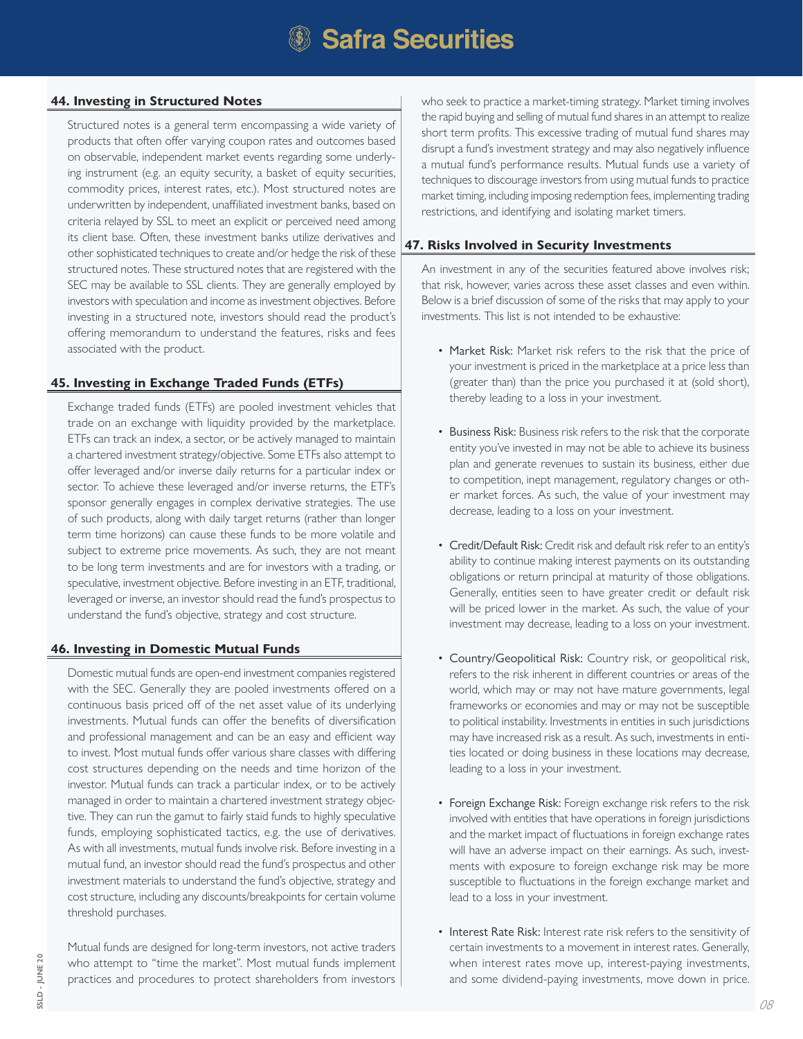## 44. Investing in Structured Notes

Structured notes is a general term encompassing a wide variety of products that often offer varying coupon rates and outcomes based on observable, independent market events regarding some underlying instrument (e.g. an equity security, a basket of equity securities, commodity prices, interest rates, etc.). Most structured notes are underwritten by independent, unaffiliated investment banks, based on criteria relayed by SSL to meet an explicit or perceived need among its client base. Often, these investment banks utilize derivatives and other sophisticated techniques to create and/or hedge the risk of these structured notes. These structured notes that are registered with the SEC may be available to SSL clients. They are generally employed by investors with speculation and income as investment objectives. Before investing in a structured note, investors should read the product's offering memorandum to understand the features, risks and fees associated with the product.

## 45. Investing in Exchange Traded Funds (ETFs)

Exchange traded funds (ETFs) are pooled investment vehicles that trade on an exchange with liquidity provided by the marketplace. ETFs can track an index, a sector, or be actively managed to maintain a chartered investment strategy/objective. Some ETFs also attempt to offer leveraged and/or inverse daily returns for a particular index or sector. To achieve these leveraged and/or inverse returns, the ETF's sponsor generally engages in complex derivative strategies. The use of such products, along with daily target returns (rather than longer term time horizons) can cause these funds to be more volatile and subject to extreme price movements. As such, they are not meant to be long term investments and are for investors with a trading, or speculative, investment objective. Before investing in an ETF, traditional, leveraged or inverse, an investor should read the fund's prospectus to understand the fund's objective, strategy and cost structure.

## 46. Investing in Domestic Mutual Funds

Domestic mutual funds are open-end investment companies registered with the SEC. Generally they are pooled investments offered on a continuous basis priced off of the net asset value of its underlying investments. Mutual funds can offer the benefits of diversification and professional management and can be an easy and efficient way to invest. Most mutual funds offer various share classes with differing cost structures depending on the needs and time horizon of the investor. Mutual funds can track a particular index, or to be actively managed in order to maintain a chartered investment strategy objective. They can run the gamut to fairly staid funds to highly speculative funds, employing sophisticated tactics, e.g. the use of derivatives. As with all investments, mutual funds involve risk. Before investing in a mutual fund, an investor should read the fund's prospectus and other investment materials to understand the fund's objective, strategy and cost structure, including any discounts/breakpoints for certain volume threshold purchases.

Mutual funds are designed for long-term investors, not active traders who attempt to "time the market". Most mutual funds implement practices and procedures to protect shareholders from investors who seek to practice a market-timing strategy. Market timing involves the rapid buying and selling of mutual fund shares in an attempt to realize short term profits. This excessive trading of mutual fund shares may disrupt a fund's investment strategy and may also negatively influence a mutual fund's performance results. Mutual funds use a variety of techniques to discourage investors from using mutual funds to practice market timing, including imposing redemption fees, implementing trading restrictions, and identifying and isolating market timers.

## 47. Risks Involved in Security Investments

An investment in any of the securities featured above involves risk; that risk, however, varies across these asset classes and even within. Below is a brief discussion of some of the risks that may apply to your investments. This list is not intended to be exhaustive:

- Market Risk: Market risk refers to the risk that the price of your investment is priced in the marketplace at a price less than (greater than) than the price you purchased it at (sold short), thereby leading to a loss in your investment.

- Business Risk: Business risk refers to the risk that the corporate entity you've invested in may not be able to achieve its business plan and generate revenues to sustain its business, either due to competition, inept management, regulatory changes or other market forces. As such, the value of your investment may decrease, leading to a loss on your investment.

- Credit/Default Risk: Credit risk and default risk refer to an entity's ability to continue making interest payments on its outstanding obligations or return principal at maturity of those obligations. Generally, entities seen to have greater credit or default risk will be priced lower in the market. As such, the value of your investment may decrease, leading to a loss on your investment.

- Country/Geopolitical Risk: Country risk, or geopolitical risk, refers to the risk inherent in different countries or areas of the world, which may or may not have mature governments, legal frameworks or economies and may or may not be susceptible to political instability. Investments in entities in such jurisdictions may have increased risk as a result. As such, investments in entities located or doing business in these locations may decrease, leading to a loss in your investment.

- Foreign Exchange Risk: Foreign exchange risk refers to the risk involved with entities that have operations in foreign jurisdictions and the market impact of fluctuations in foreign exchange rates will have an adverse impact on their earnings. As such, investments with exposure to foreign exchange risk may be more susceptible to fluctuations in the foreign exchange market and lead to a loss in your investment.

- Interest Rate Risk: Interest rate risk refers to the sensitivity of certain investments to a movement in interest rates. Generally, when interest rates move up, interest-paying investments, and some dividend-paying investments, move down in price.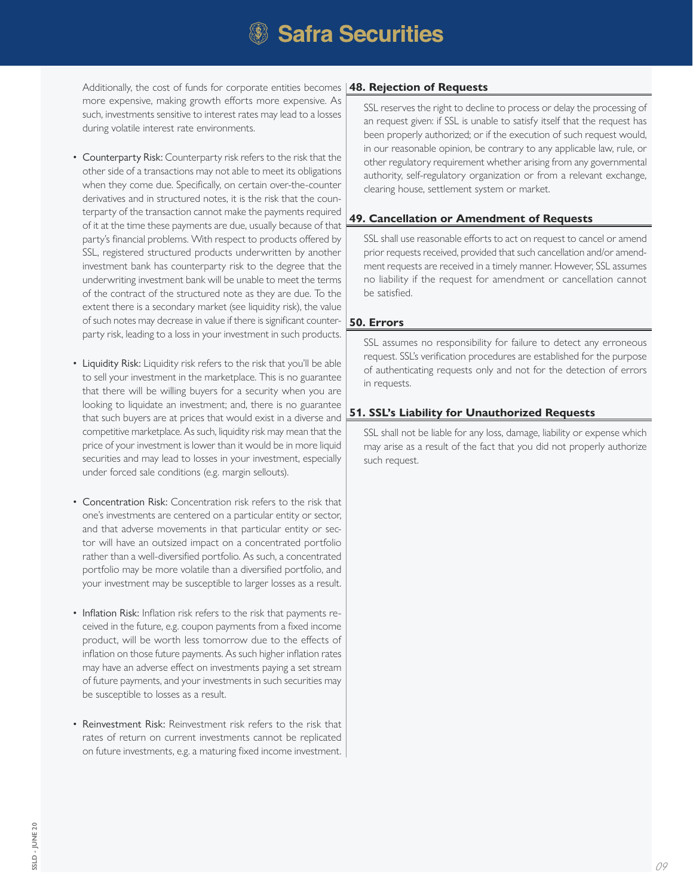Additionally, the cost of funds for corporate entities becomes more expensive, making growth efforts more expensive. As such, investments sensitive to interest rates may lead to a losses during volatile interest rate environments.

- Counterparty Risk: Counterparty risk refers to the risk that the other side of a transactions may not able to meet its obligations when they come due. Specifically, on certain over-the-counter derivatives and in structured notes, it is the risk that the counterparty of the transaction cannot make the payments required of it at the time these payments are due, usually because of that party's financial problems. With respect to products offered by SSL, registered structured products underwritten by another investment bank has counterparty risk to the degree that the underwriting investment bank will be unable to meet the terms of the contract of the structured note as they are due. To the extent there is a secondary market (see liquidity risk), the value of such notes may decrease in value if there is significant counterparty risk, leading to a loss in your investment in such products.

- Liquidity Risk: Liquidity risk refers to the risk that you'll be able to sell your investment in the marketplace. This is no guarantee that there will be willing buyers for a security when you are looking to liquidate an investment; and, there is no guarantee that such buyers are at prices that would exist in a diverse and competitive marketplace. As such, liquidity risk may mean that the price of your investment is lower than it would be in more liquid securities and may lead to losses in your investment, especially under forced sale conditions (e.g. margin sellouts).

- Concentration Risk: Concentration risk refers to the risk that one's investments are centered on a particular entity or sector, and that adverse movements in that particular entity or sector will have an outsized impact on a concentrated portfolio rather than a well-diversified portfolio. As such, a concentrated portfolio may be more volatile than a diversified portfolio, and your investment may be susceptible to larger losses as a result.

- Inflation Risk: Inflation risk refers to the risk that payments received in the future, e.g. coupon payments from a fixed income product, will be worth less tomorrow due to the effects of inflation on those future payments. As such higher inflation rates may have an adverse effect on investments paying a set stream of future payments, and your investments in such securities may be susceptible to losses as a result.

- Reinvestment Risk: Reinvestment risk refers to the risk that rates of return on current investments cannot be replicated on future investments, e.g. a maturing fixed income investment.

## 48. Rejection of Requests

SSL reserves the right to decline to process or delay the processing of an request given: if SSL is unable to satisfy itself that the request has been properly authorized; or if the execution of such request would, in our reasonable opinion, be contrary to any applicable law, rule, or other regulatory requirement whether arising from any governmental authority, self-regulatory organization or from a relevant exchange, clearing house, settlement system or market.

## 49. Cancellation or Amendment of Requests

SSL shall use reasonable efforts to act on request to cancel or amend prior requests received, provided that such cancellation and/or amendment requests are received in a timely manner. However, SSL assumes no liability if the request for amendment or cancellation cannot be satisfied.

## 50. Errors

SSL assumes no responsibility for failure to detect any erroneous request. SSL's verification procedures are established for the purpose of authenticating requests only and not for the detection of errors in requests.

## 51. SSL's Liability for Unauthorized Requests

SSL shall not be liable for any loss, damage, liability or expense which may arise as a result of the fact that you did not properly authorize such request.